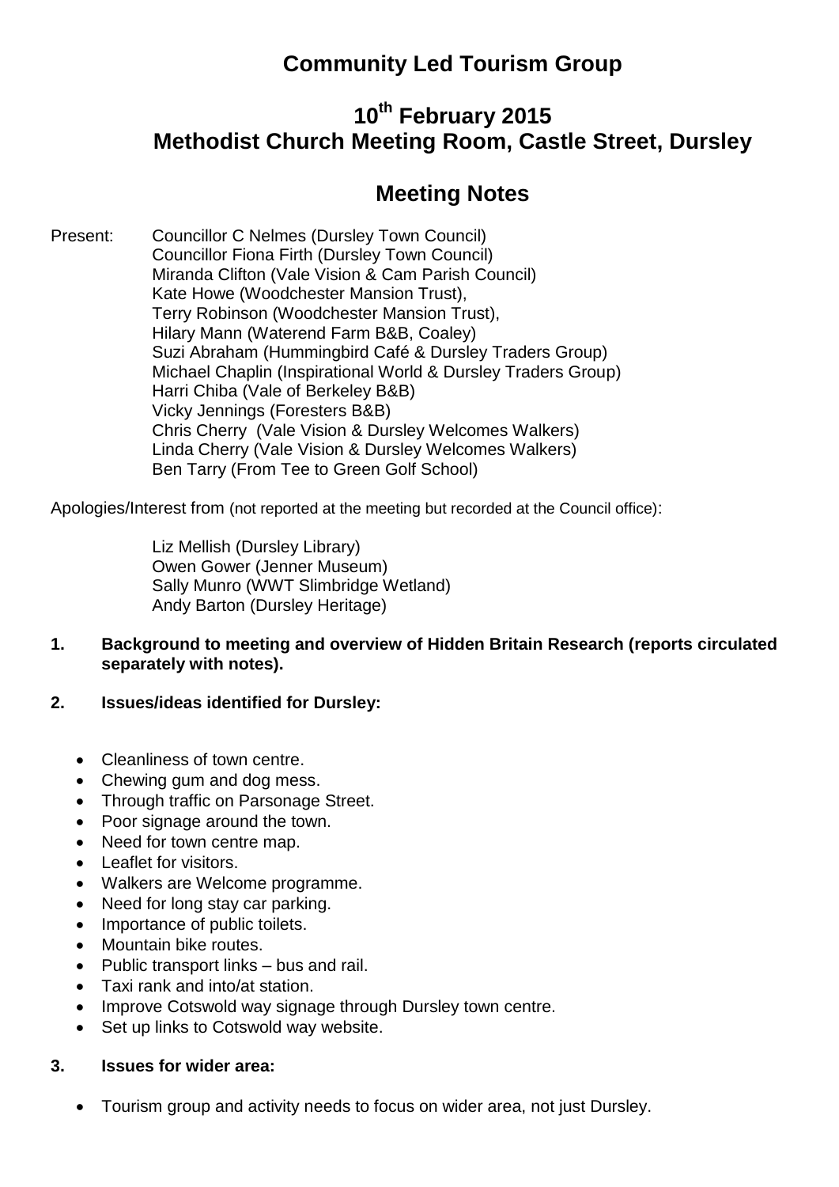# Community Led Tourism Group

## 10th February 2015
## Methodist Church Meeting Room, Castle Street, Dursley

## Meeting Notes

Present:
- Councillor C Nelmes (Dursley Town Council)
- Councillor Fiona Firth (Dursley Town Council)
- Miranda Clifton (Vale Vision & Cam Parish Council)
- Kate Howe (Woodchester Mansion Trust),
- Terry Robinson (Woodchester Mansion Trust),
- Hilary Mann (Waterend Farm B&B, Coaley)
- Suzi Abraham (Hummingbird Café & Dursley Traders Group)
- Michael Chaplin (Inspirational World & Dursley Traders Group)
- Harri Chiba (Vale of Berkeley B&B)
- Vicky Jennings (Foresters B&B)
- Chris Cherry (Vale Vision & Dursley Welcomes Walkers)
- Linda Cherry (Vale Vision & Dursley Welcomes Walkers)
- Ben Tarry (From Tee to Green Golf School)

Apologies/Interest from (not reported at the meeting but recorded at the Council office):

- Liz Mellish (Dursley Library)
- Owen Gower (Jenner Museum)
- Sally Munro (WWT Slimbridge Wetland)
- Andy Barton (Dursley Heritage)

**1. Background to meeting and overview of Hidden Britain Research (reports circulated separately with notes).**

**2. Issues/ideas identified for Dursley:**

- Cleanliness of town centre.
- Chewing gum and dog mess.
- Through traffic on Parsonage Street.
- Poor signage around the town.
- Need for town centre map.
- Leaflet for visitors.
- Walkers are Welcome programme.
- Need for long stay car parking.
- Importance of public toilets.
- Mountain bike routes.
- Public transport links – bus and rail.
- Taxi rank and into/at station.
- Improve Cotswold way signage through Dursley town centre.
- Set up links to Cotswold way website.

**3. Issues for wider area:**

- Tourism group and activity needs to focus on wider area, not just Dursley.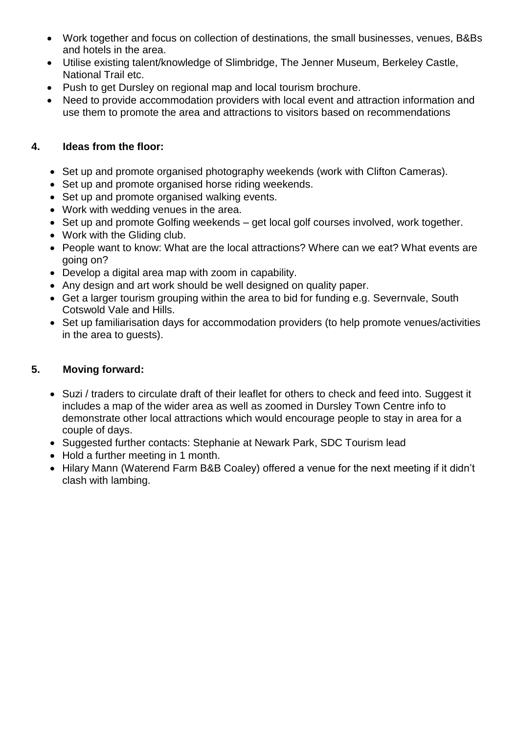- Work together and focus on collection of destinations, the small businesses, venues, B&Bs and hotels in the area.
- Utilise existing talent/knowledge of Slimbridge, The Jenner Museum, Berkeley Castle, National Trail etc.
- Push to get Dursley on regional map and local tourism brochure.
- Need to provide accommodation providers with local event and attraction information and use them to promote the area and attractions to visitors based on recommendations

## 4. Ideas from the floor:

- Set up and promote organised photography weekends (work with Clifton Cameras).
- Set up and promote organised horse riding weekends.
- Set up and promote organised walking events.
- Work with wedding venues in the area.
- Set up and promote Golfing weekends – get local golf courses involved, work together.
- Work with the Gliding club.
- People want to know: What are the local attractions? Where can we eat? What events are going on?
- Develop a digital area map with zoom in capability.
- Any design and art work should be well designed on quality paper.
- Get a larger tourism grouping within the area to bid for funding e.g. Severnvale, South Cotswold Vale and Hills.
- Set up familiarisation days for accommodation providers (to help promote venues/activities in the area to guests).

## 5. Moving forward:

- Suzi / traders to circulate draft of their leaflet for others to check and feed into. Suggest it includes a map of the wider area as well as zoomed in Dursley Town Centre info to demonstrate other local attractions which would encourage people to stay in area for a couple of days.
- Suggested further contacts: Stephanie at Newark Park, SDC Tourism lead
- Hold a further meeting in 1 month.
- Hilary Mann (Waterend Farm B&B Coaley) offered a venue for the next meeting if it didn't clash with lambing.